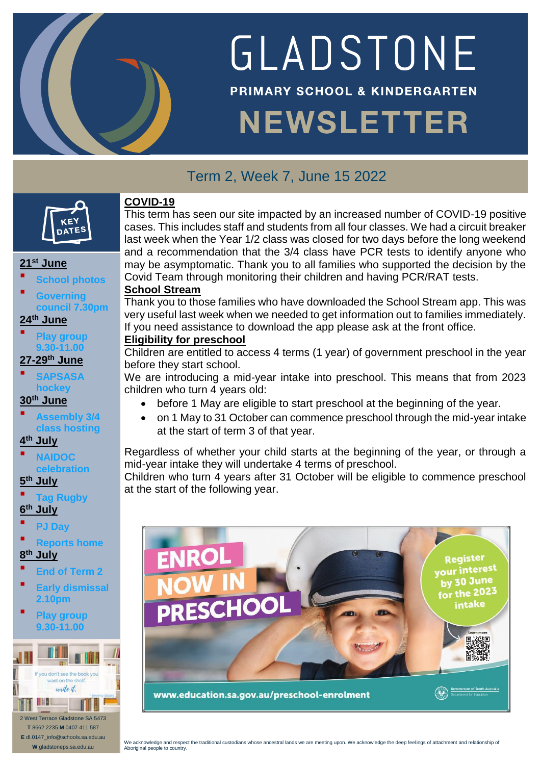# GLADSTONE

**PRIMARY SCHOOL & KINDERGARTEN**

# NEWSLETTER

## Term 2, Week 7, June 15 2022

### KEY DATES

**21st June**
- School photos
- Governing council 7.30pm

**24th June**
- Play group 9.30-11.00

**27-29th June**
- SAPSASA hockey

**30th June**
- Assembly 3/4 class hosting

**4th July**
- NAIDOC celebration

**5th July**
- Tag Rugby

**6th July**
- PJ Day
- Reports home

**8th July**
- End of Term 2
- Early dismissal 2.10pm
- Play group 9.30-11.00

If you don't see the book you want on the shelf, write it. - beverly cleary

2 West Terrace Gladstone SA 5473
**T** 8662 2235 **M** 0407 411 587
**E** dl.0147_info@schools.sa.edu.au
**W** gladstoneps.sa.edu.au

**COVID-19**

This term has seen our site impacted by an increased number of COVID-19 positive cases. This includes staff and students from all four classes. We had a circuit breaker last week when the Year 1/2 class was closed for two days before the long weekend and a recommendation that the 3/4 class have PCR tests to identify anyone who may be asymptomatic. Thank you to all families who supported the decision by the Covid Team through monitoring their children and having PCR/RAT tests.

**School Stream**

Thank you to those families who have downloaded the School Stream app. This was very useful last week when we needed to get information out to families immediately. If you need assistance to download the app please ask at the front office.

**Eligibility for preschool**

Children are entitled to access 4 terms (1 year) of government preschool in the year before they start school.

We are introducing a mid-year intake into preschool. This means that from 2023 children who turn 4 years old:

- before 1 May are eligible to start preschool at the beginning of the year.
- on 1 May to 31 October can commence preschool through the mid-year intake at the start of term 3 of that year.

Regardless of whether your child starts at the beginning of the year, or through a mid-year intake they will undertake 4 terms of preschool.

Children who turn 4 years after 31 October will be eligible to commence preschool at the start of the following year.

ENROL NOW IN PRESCHOOL

Register your interest by 30 June for the 2023 intake

www.education.sa.gov.au/preschool-enrolment

We acknowledge and respect the traditional custodians whose ancestral lands we are meeting upon. We acknowledge the deep feelings of attachment and relationship of Aboriginal people to country.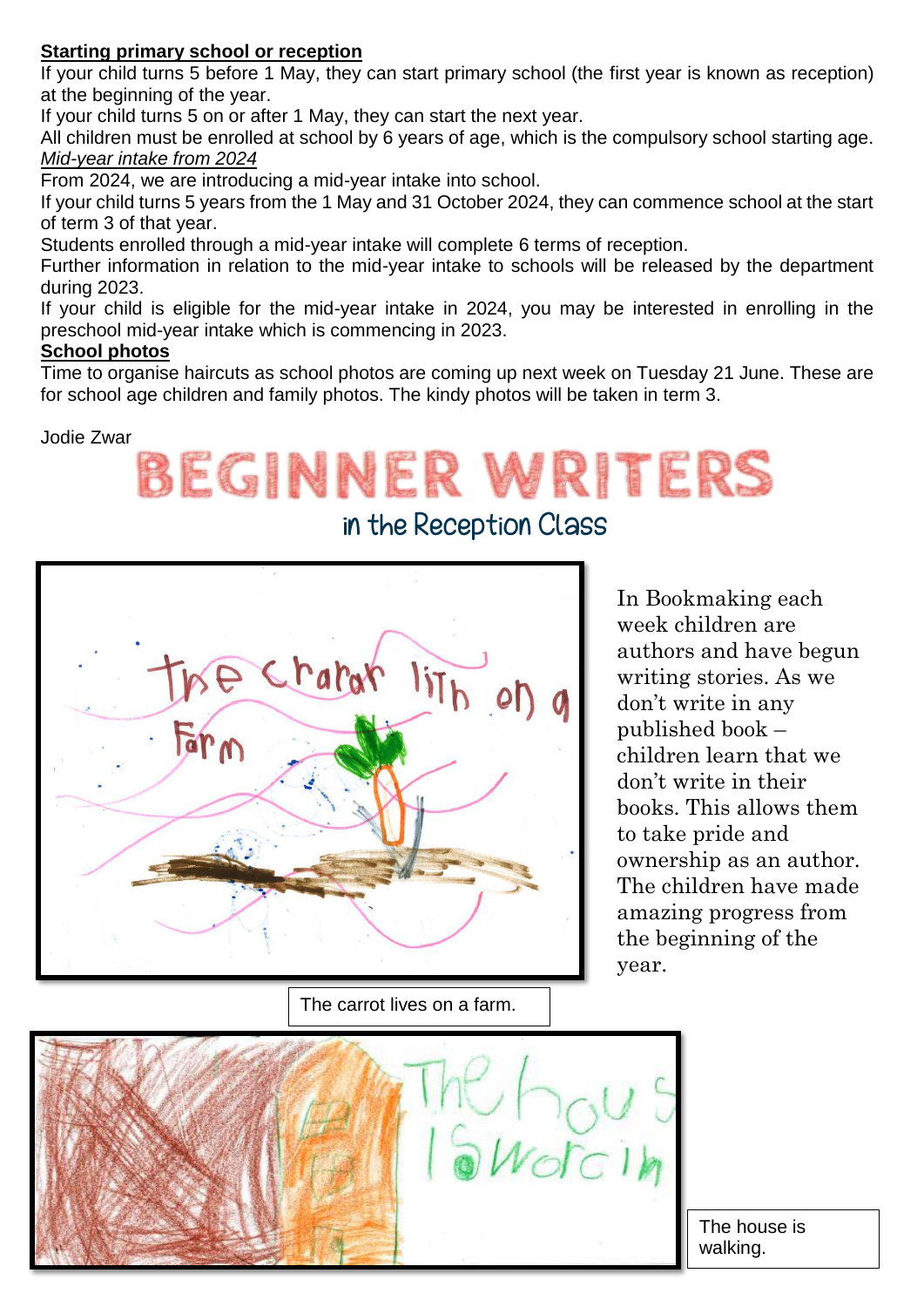**Starting primary school or reception**

If your child turns 5 before 1 May, they can start primary school (the first year is known as reception) at the beginning of the year.

If your child turns 5 on or after 1 May, they can start the next year.

All children must be enrolled at school by 6 years of age, which is the compulsory school starting age.

*Mid-year intake from 2024*

From 2024, we are introducing a mid-year intake into school.

If your child turns 5 years from the 1 May and 31 October 2024, they can commence school at the start of term 3 of that year.

Students enrolled through a mid-year intake will complete 6 terms of reception.

Further information in relation to the mid-year intake to schools will be released by the department during 2023.

If your child is eligible for the mid-year intake in 2024, you may be interested in enrolling in the preschool mid-year intake which is commencing in 2023.

**School photos**

Time to organise haircuts as school photos are coming up next week on Tuesday 21 June. These are for school age children and family photos. The kindy photos will be taken in term 3.

Jodie Zwar

# BEGINNER WRITERS

## in the Reception Class

In Bookmaking each week children are authors and have begun writing stories. As we don't write in any published book – children learn that we don't write in their books. This allows them to take pride and ownership as an author. The children have made amazing progress from the beginning of the year.

The carrot lives on a farm.

The house is walking.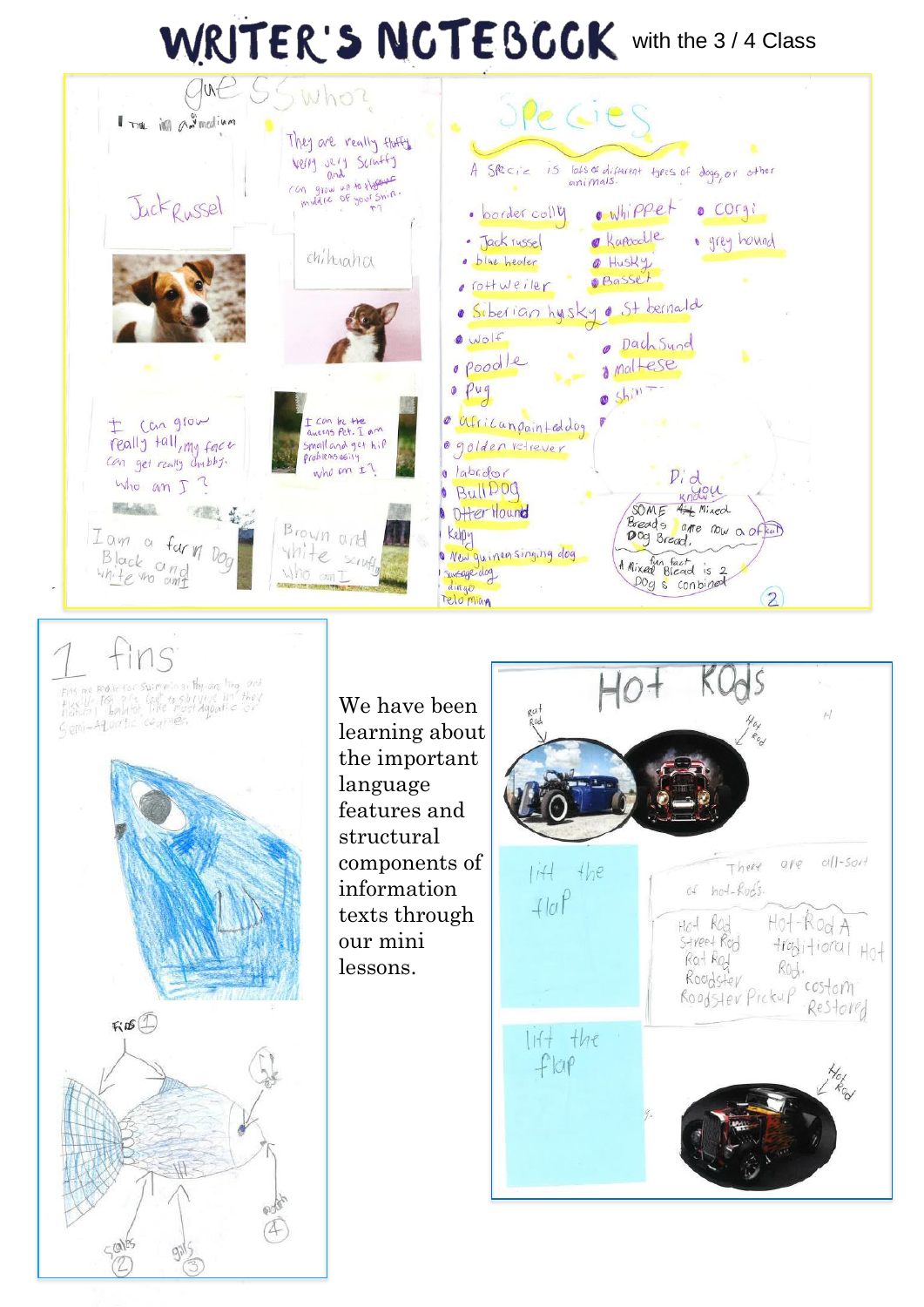# WRITER'S NOTEBOOK with the 3 / 4 Class

Guess who?

I am a medium

They are really fluffy very very Scruffy and can grow up to the middle of your shin.

Jack Russel

chihuahua

I can grow really tall, my face can get really chubby. Who am I?

I can be the queens pet. I am small and get hip problems easily. who am I?

I am a farm Dog Black and white who am I

Brown and white scruffy who am I

Species

A Specie is lots of different types of dogs, or other animals.

- border colly
- whippet
- corgi
- Jack russel
- Kapoodle
- grey hound
- blue healer
- Husky
- rottweiler
- Basset
- Siberian husky
- St bernald
- wolf
- Dachsund
- poodle
- maltese
- Pug
- shih T
- africanpaintеddog
- golden retriever
- labrador
- BullDog
- Otter Hound
- Kelpy
- New guinean singing dog
- sausage dog
- dingo
- Pelomian

Did you know

SOME Mixed Breeds are now a offical Dog Bread.

fun fact A Mixed Bread is 2 Dog's conbined

1 fins

Fins are Reader for Swimming. they are long and flexible fish fins. Get to survive in their natural habitat, like most Aquatic or Semi-Aquatic creatures.

Fins ①

scales ②

gils ③

teeth ④

We have been learning about the important language features and structural components of information texts through our mini lessons.

Hot Rods

Rat Rod

Hot Rod

lift the flap

lift the flap

There are all-sort of hot-Rods

Hot Rod
Street Rod
Rat Rod
Roadster
Roadster Pickup

Hot-Rod A traditional Hot Rod.
costom
Restored

Hot Rod